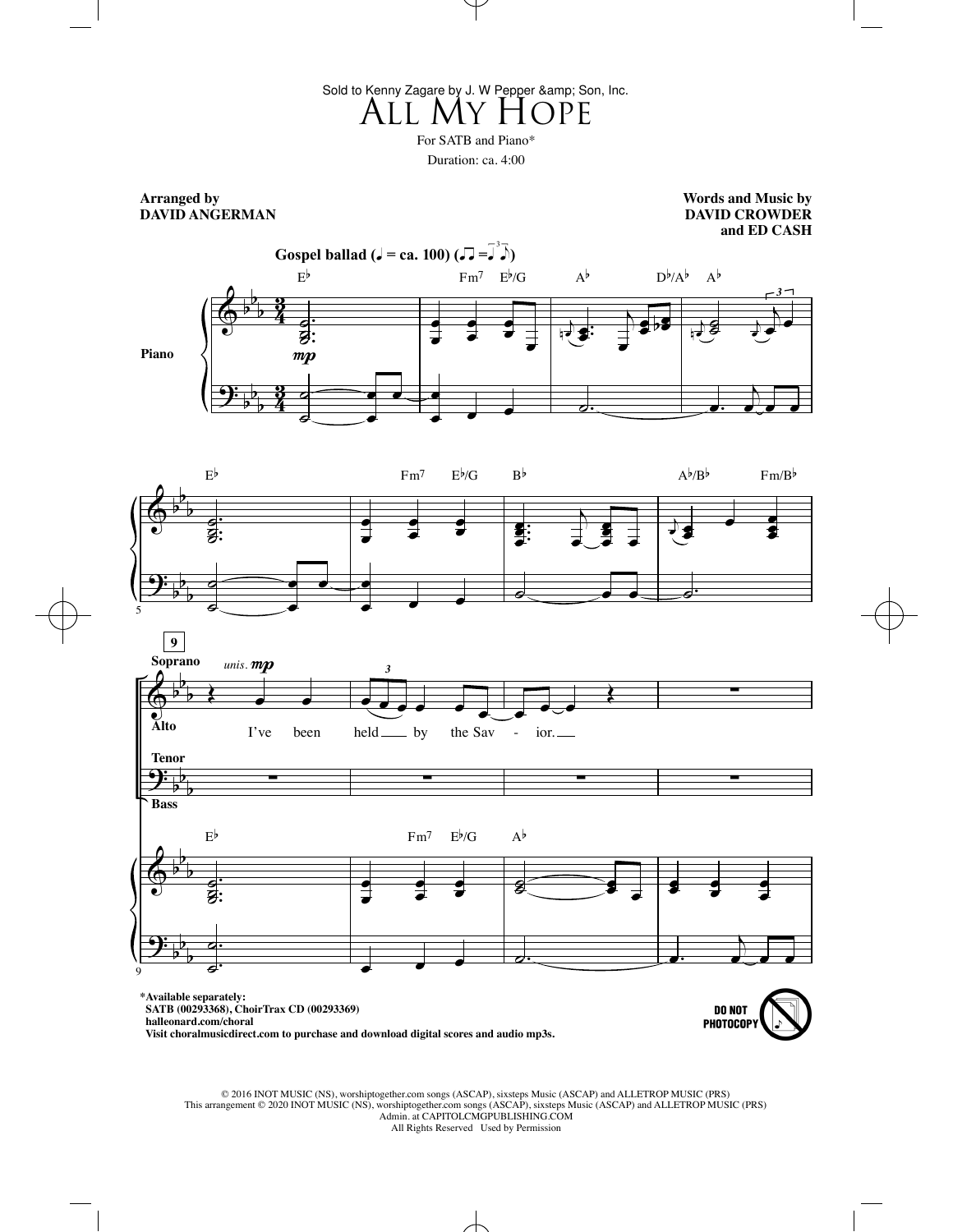Sold to Kenny Zagare by J. W Pepper &amp; Son, Inc.

# All My Hope

For SATB and Piano*

Duration: ca. 4:00

**Arranged by**
**DAVID ANGERMAN**

**Words and Music by**
**DAVID CROWDER**
**and ED CASH**

**Gospel ballad** (♩ = ca. 100)

I've been held by the Sav - ior.

*Available separately:
SATB (00293368), ChoirTrax CD (00293369)
halleonard.com/choral
Visit choralmusicdirect.com to purchase and download digital scores and audio mp3s.

DO NOT PHOTOCOPY

© 2016 INOT MUSIC (NS), worshiptogether.com songs (ASCAP), sixsteps Music (ASCAP) and ALLETROP MUSIC (PRS)
This arrangement © 2020 INOT MUSIC (NS), worshiptogether.com songs (ASCAP), sixsteps Music (ASCAP) and ALLETROP MUSIC (PRS)
Admin. at CAPITOLCMGPUBLISHING.COM
All Rights Reserved Used by Permission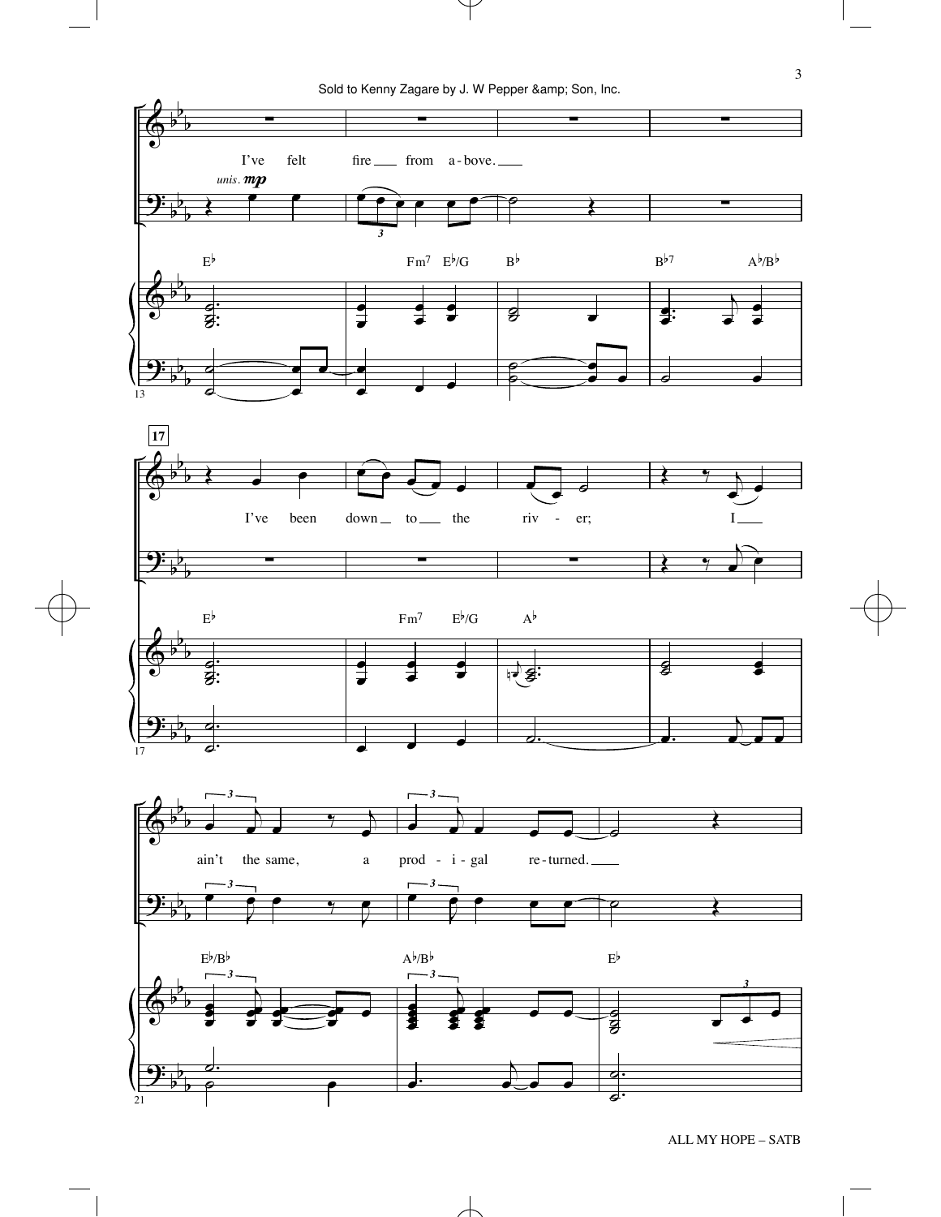Sold to Kenny Zagare by J. W Pepper &amp; Son, Inc.

I've felt fire from a-bove.

*unis.* **mp**

E♭ Fm7 E♭/G B♭ B♭7 A♭/B♭

17

I've been down to the riv - er; I

E♭ Fm7 E♭/G A♭

ain't the same, a prod - i - gal re-turned.

E♭/B♭ A♭/B♭ E♭

ALL MY HOPE – SATB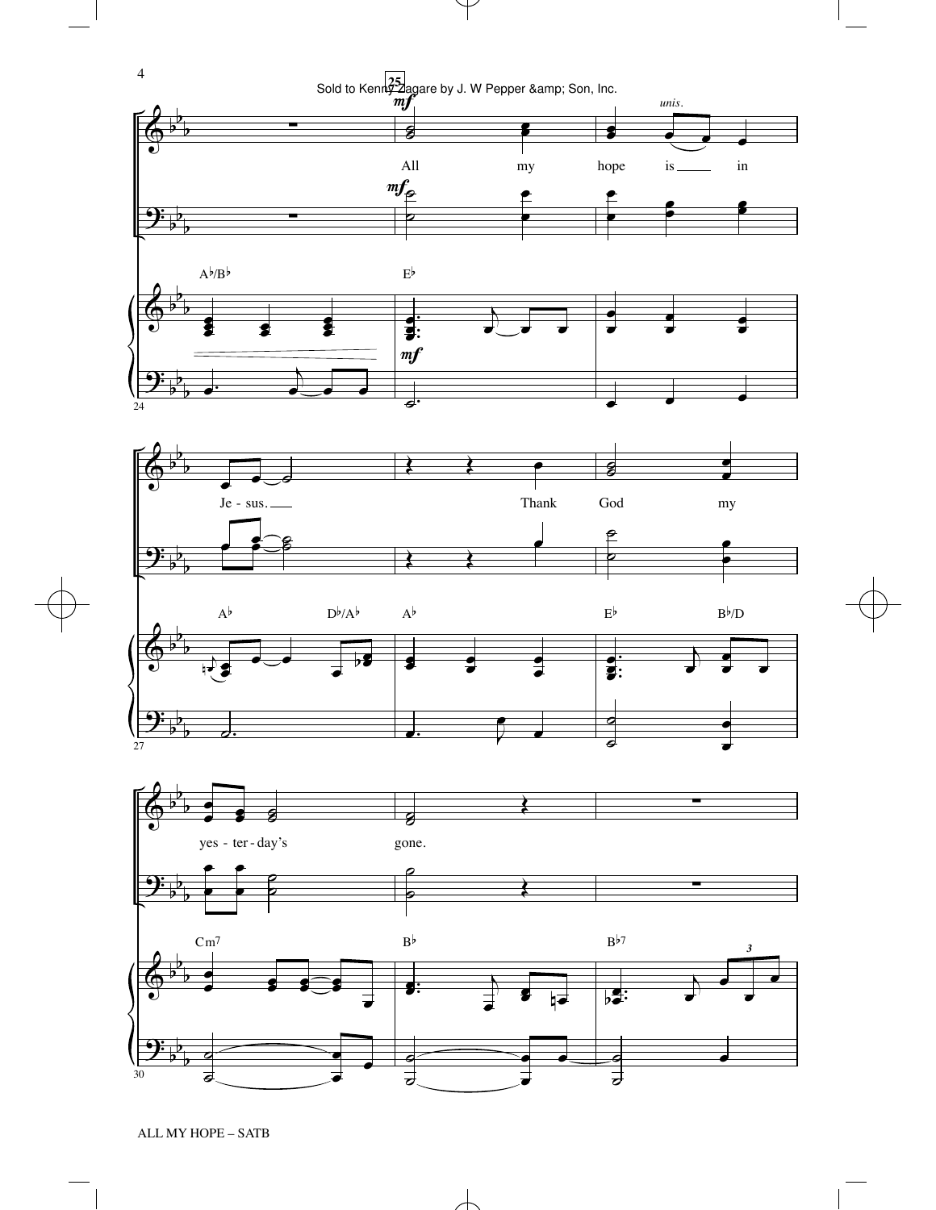Sold to Kenny Zagare by J. W Pepper &amp; Son, Inc.

All my hope is in Jesus. Thank God my yesterday's gone.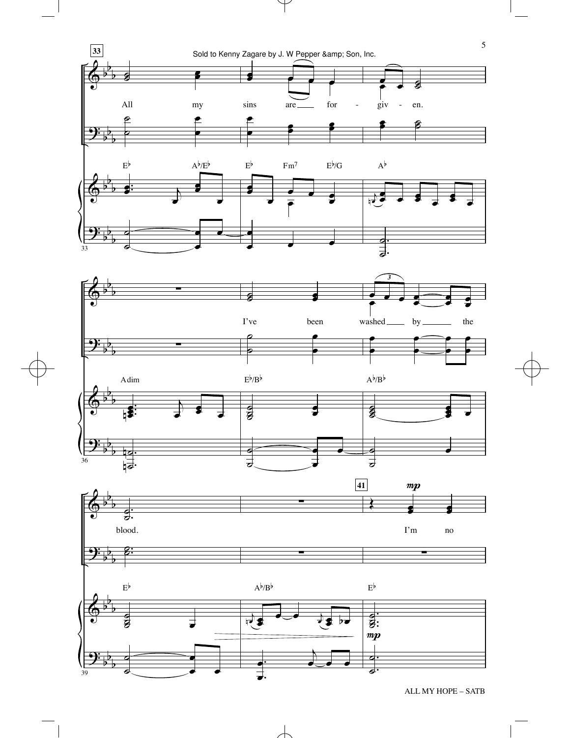Sold to Kenny Zagare by J. W Pepper &amp; Son, Inc.

33

All my sins are for - giv - en.

E♭ A♭/E♭ E♭ Fm7 E♭/G A♭

Adim E♭/B♭ A♭/B♭

I've been washed by the

36

blood.

41

mp

I'm no

E♭ A♭/B♭ E♭

mp

39

ALL MY HOPE – SATB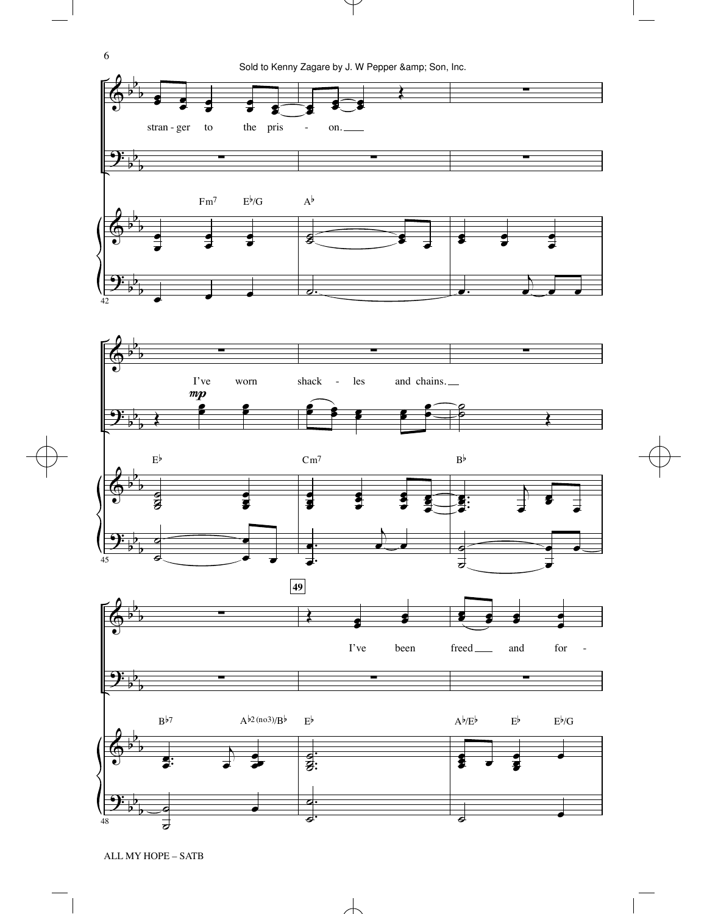stran - ger to the pris - on.

Fm7 E♭/G A♭

I've worn shack - les and chains.

*mp*

E♭ Cm7 B♭

**49**

I've been freed and for -

B♭7 A♭2(no3)/B♭ E♭ A♭/E♭ E♭ E♭/G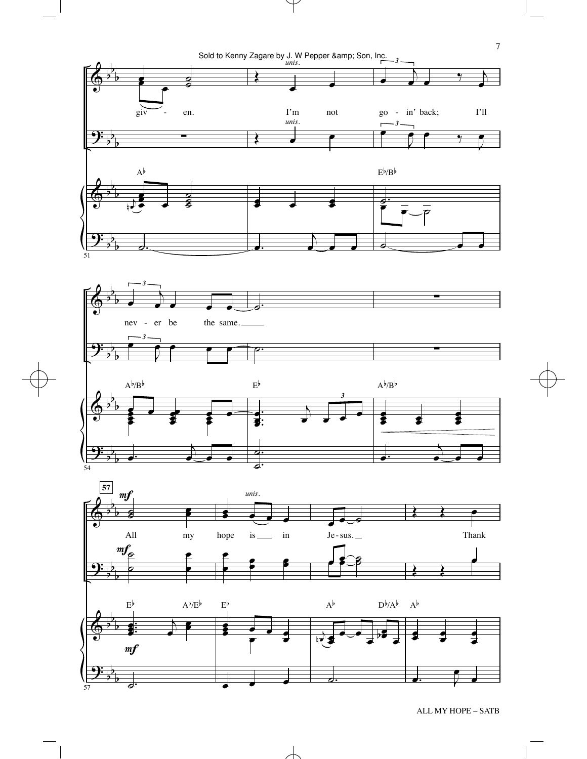Sold to Kenny Zagare by J. W Pepper &amp; Son, Inc.

*unis.*

giv - en. I'm not go - in' back; I'll

nev - er be the same.

**57** *mf*

All my hope is in Je - sus. Thank

A♭ | E♭/B♭ | A♭/B♭ | E♭ | A♭/B♭ | E♭ | A♭/E♭ | E♭ | A♭ | D♭/A♭ | A♭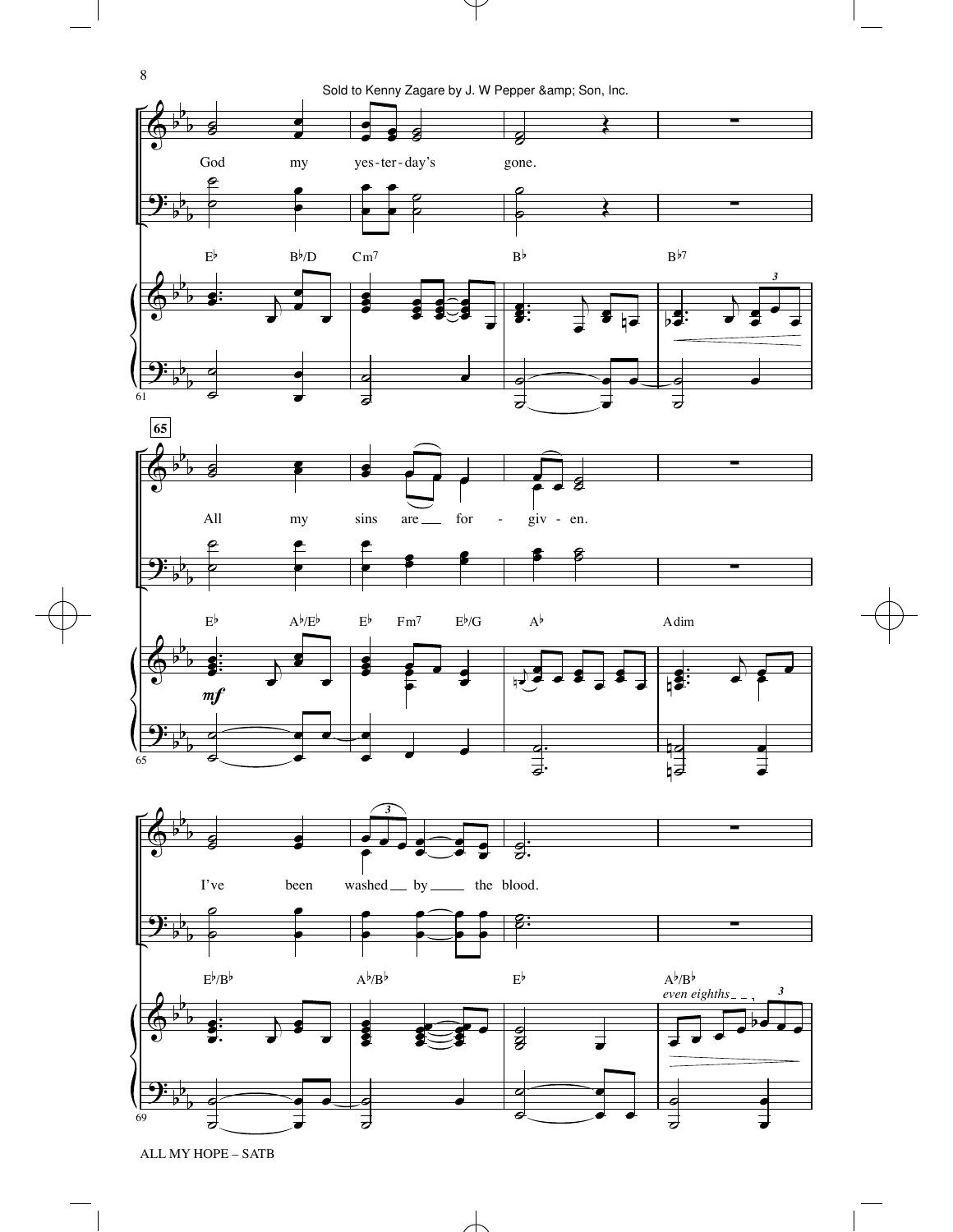Sold to Kenny Zagare by J. W Pepper &amp; Son, Inc.

God my yes-ter-day's gone.

E♭ B♭/D Cm7 B♭ B♭7

65

All my sins are for - giv - en.

E♭ A♭/E♭ E♭ Fm7 E♭/G A♭ Adim

*mf*

I've been washed by the blood.

E♭/B♭ A♭/B♭ E♭ A♭/B♭

*even eighths*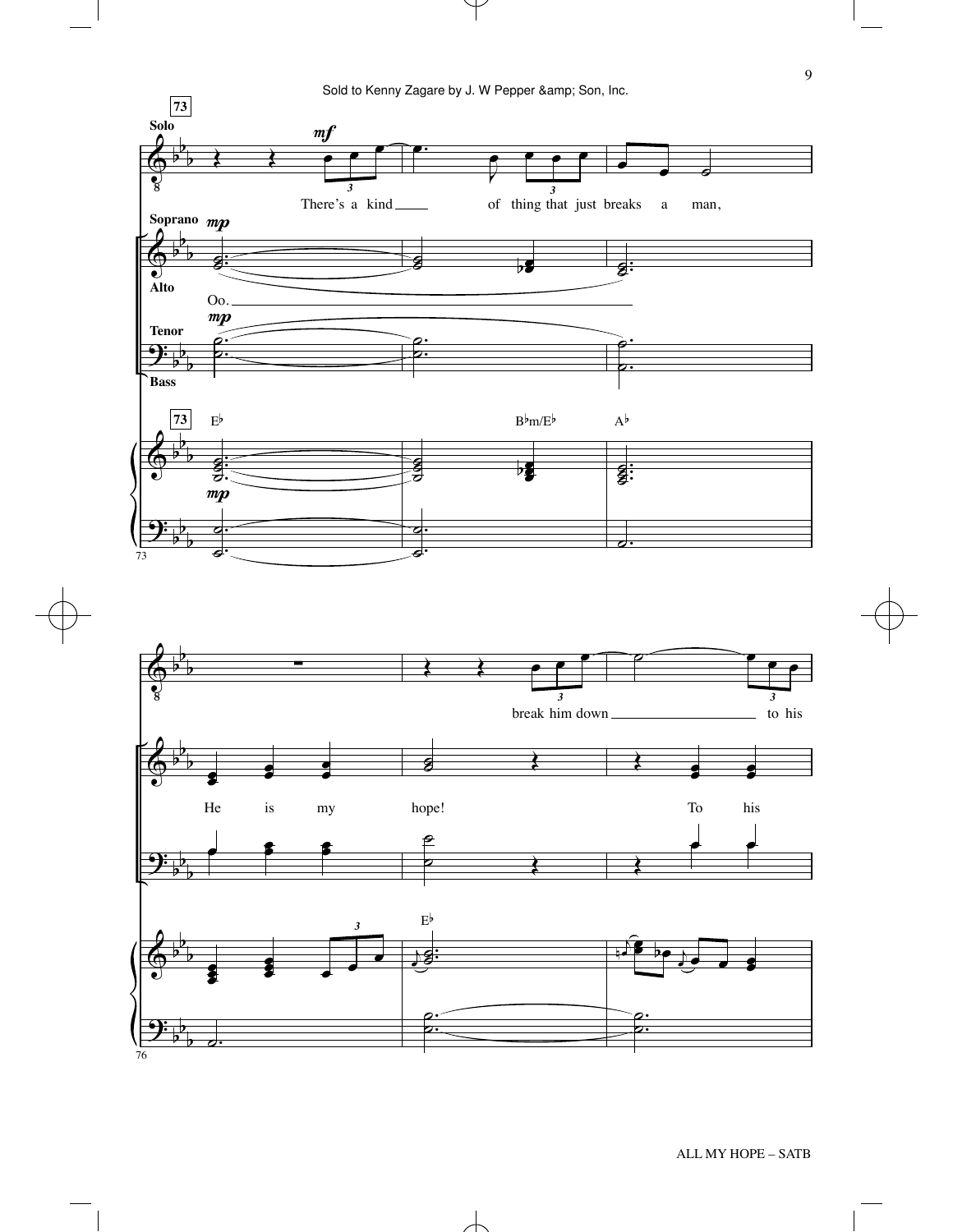**73**

**Solo**

*mf*

There's a kind of thing that just breaks a man,

**Soprano** *mp*

**Alto**

Oo.

*mp*

**Tenor**

**Bass**

**73** E♭ B♭m/E♭ A♭

*mp*

73

break him down to his

He is my hope! To his

E♭

76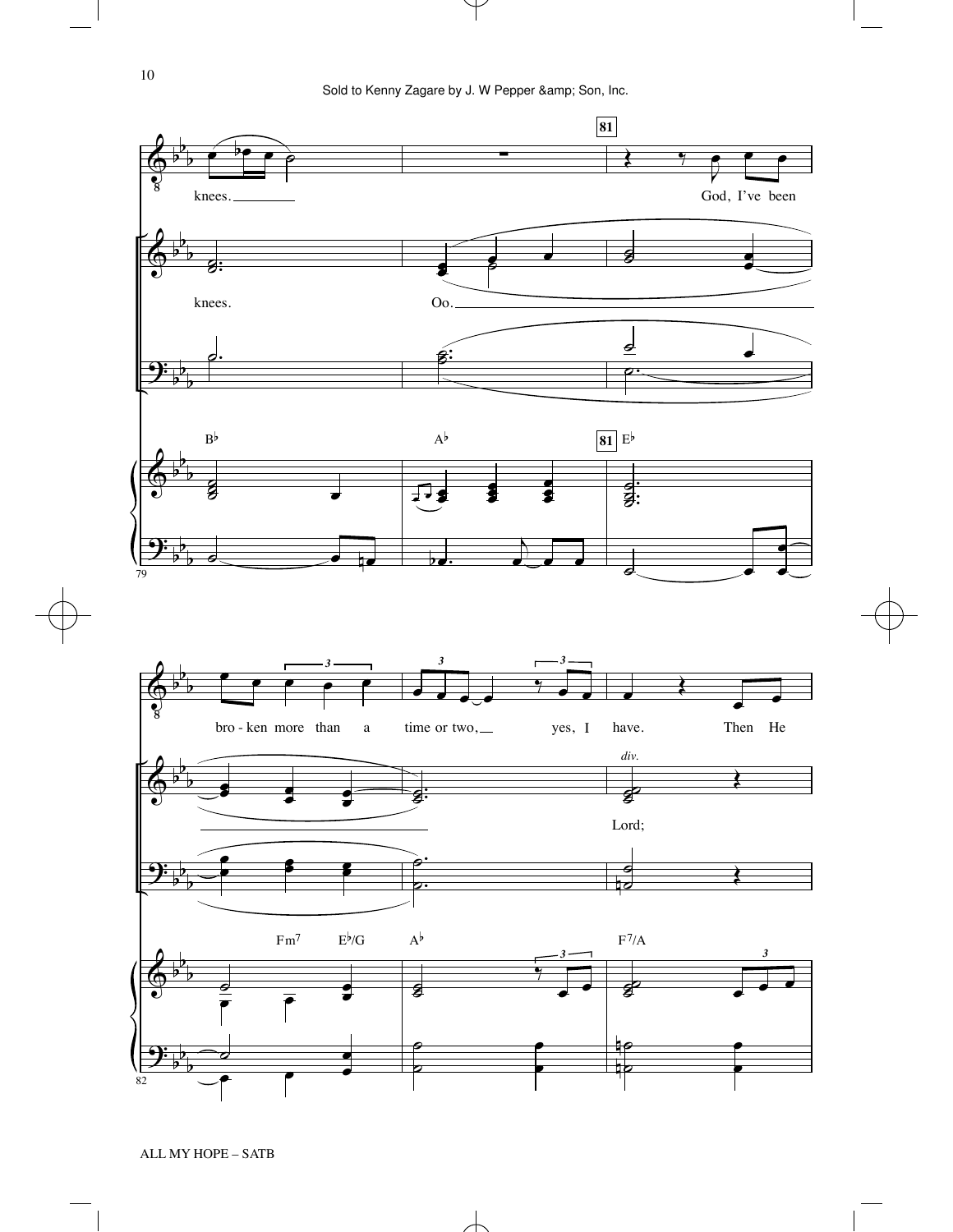81

knees. God, I've been

knees. Oo. Lord;

B♭ A♭ E♭

bro - ken more than a time or two, yes, I have. Then He

*div.*

Fm7 E♭/G A♭ F7/A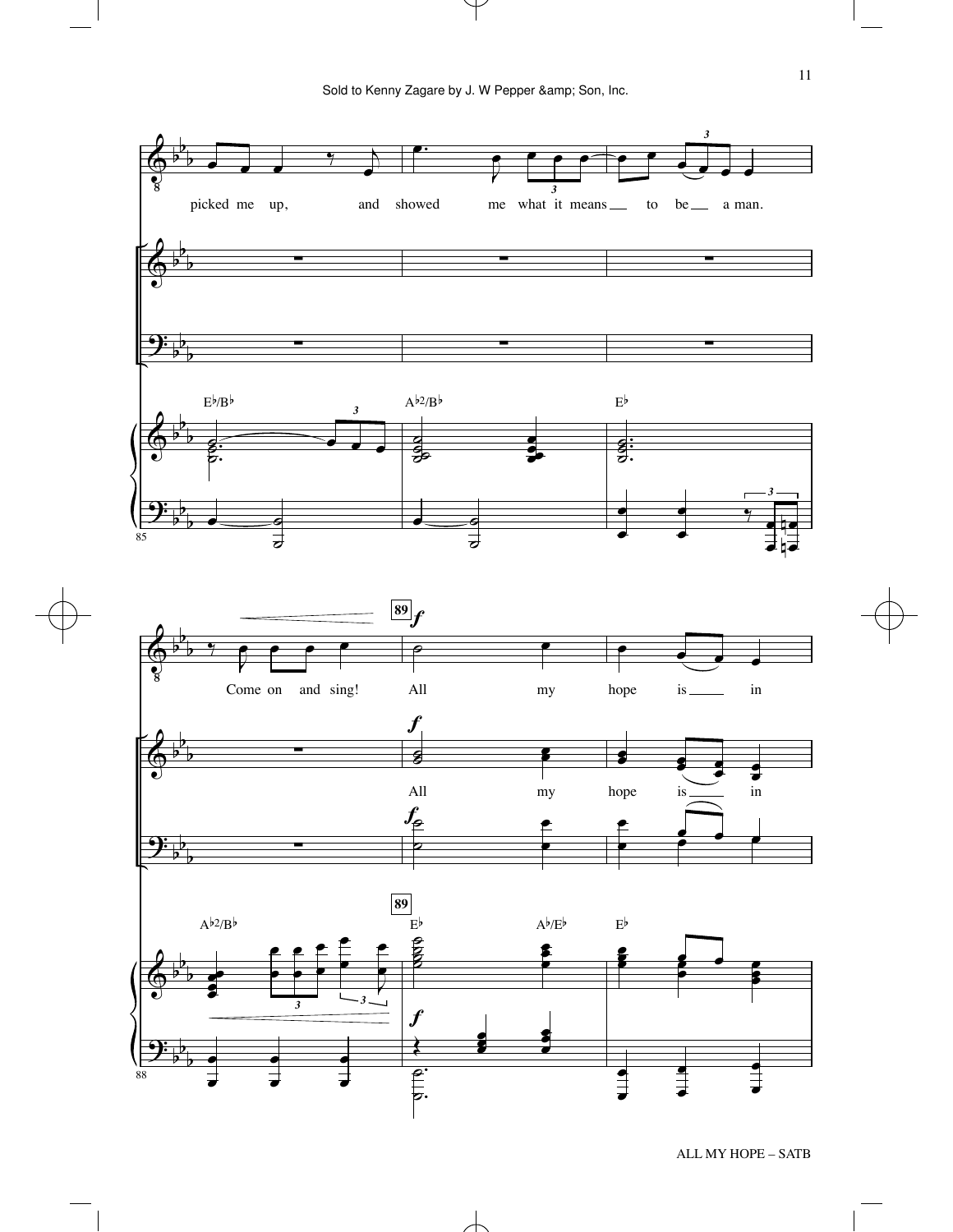Sold to Kenny Zagare by J. W Pepper &amp; Son, Inc.

picked me up, and showed me what it means to be a man.

E♭/B♭ A♭2/B♭ E♭

85

Come on and sing! All my hope is in

All my hope is in

A♭2/B♭ E♭ A♭/E♭ E♭

88

89

ALL MY HOPE – SATB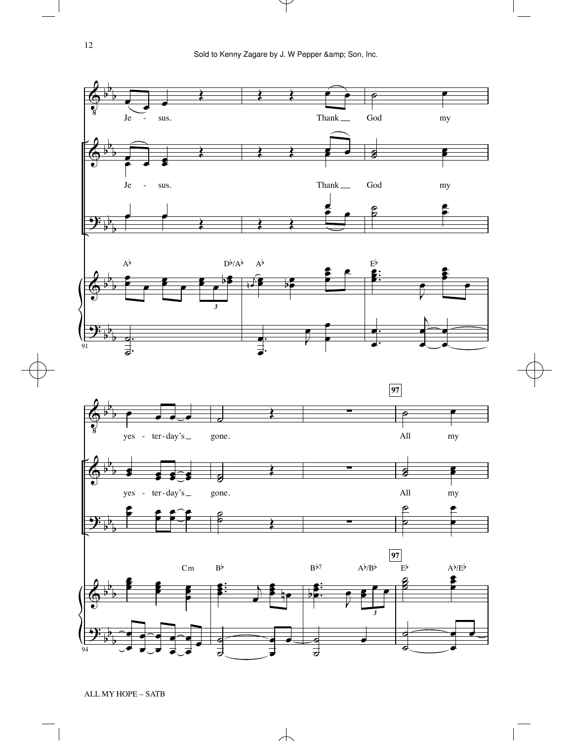Sold to Kenny Zagare by J. W Pepper &amp; Son, Inc.

Je - sus. Thank God my

Je - sus. Thank God my

A♭ D♭/A♭ A♭ E♭

yes - ter-day's gone. All my

yes - ter-day's gone. All my

Cm B♭ B♭7 A♭/B♭ E♭ A♭/E♭

97

ALL MY HOPE – SATB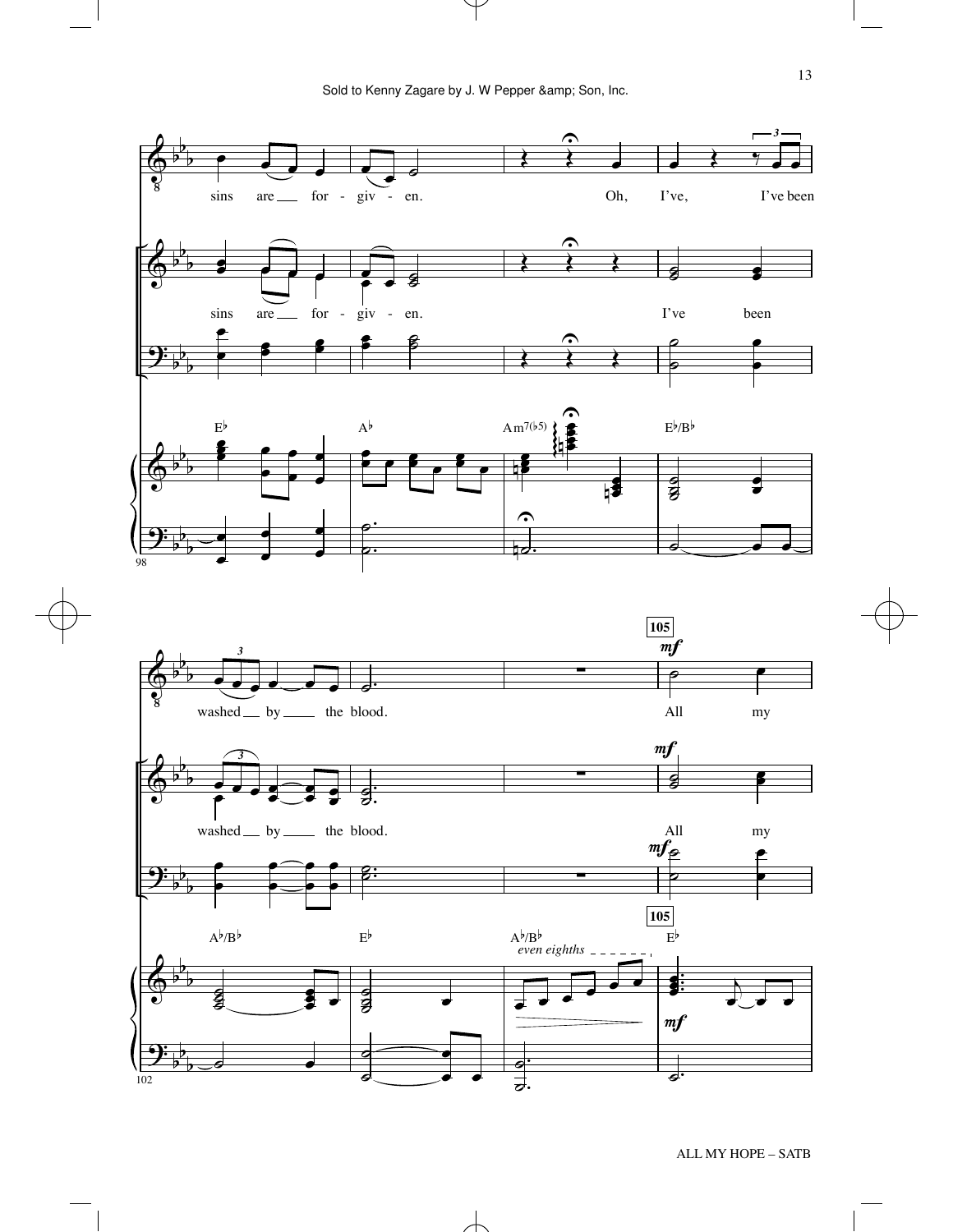sins are for - giv - en. Oh, I've, I've been

sins are for - giv - en. I've been

E♭ A♭ Am7(♭5) E♭/B♭

98

washed by the blood. **105** *mf* All my

washed by the blood. *mf* All my

*mf*

A♭/B♭ E♭ A♭/B♭ *even eighths* **105** E♭

*mf*

102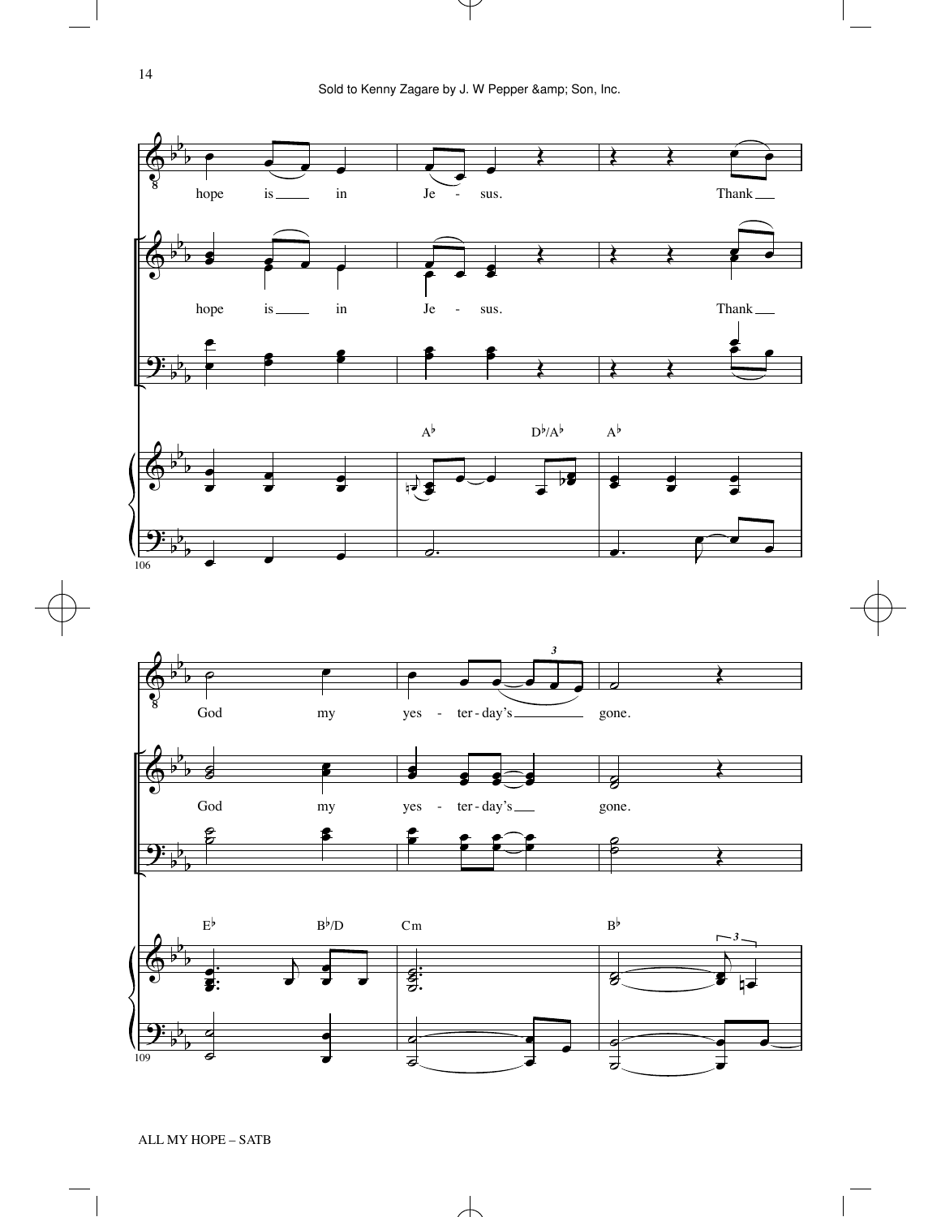hope is in Je - sus. Thank

hope is in Je - sus. Thank

A♭ D♭/A♭ A♭

God my yes - ter - day's gone.

God my yes - ter - day's gone.

E♭ B♭/D Cm B♭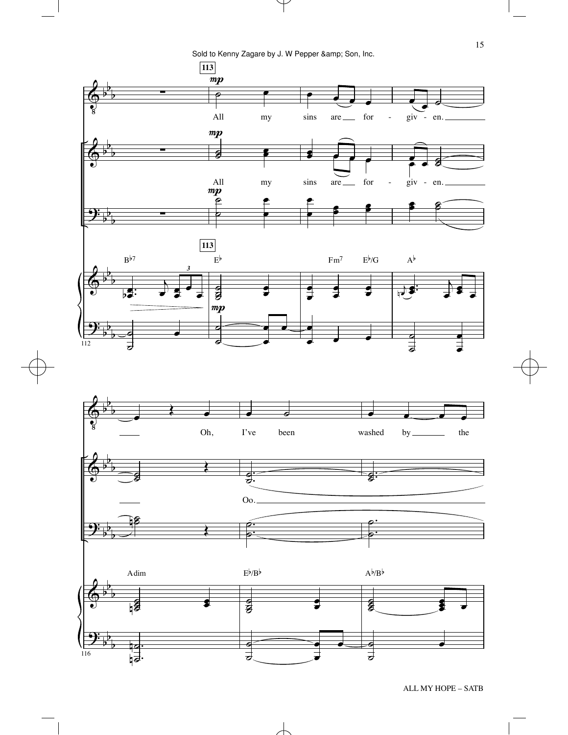Sold to Kenny Zagare by J. W Pepper &amp; Son, Inc.

113

*mp*

All my sins are for - giv - en.

All my sins are for - giv - en.

B♭7 E♭ Fm7 E♭/G A♭

Oh, I've been washed by the

Oo.

Adim E♭/B♭ A♭/B♭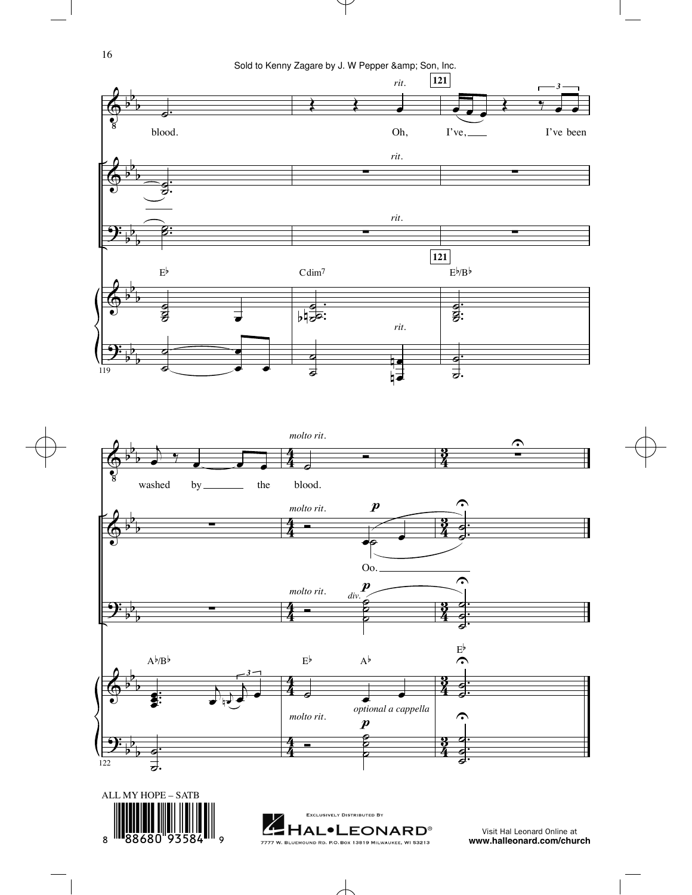Sold to Kenny Zagare by J. W Pepper &amp; Son, Inc.

ALL MY HOPE – SATB

8 88680 93584 9

EXCLUSIVELY DISTRIBUTED BY

HAL•LEONARD®

7777 W. BLUEMOUND RD. P.O. BOX 13819 MILWAUKEE, WI 53213

Visit Hal Leonard Online at
**www.halleonard.com/church**